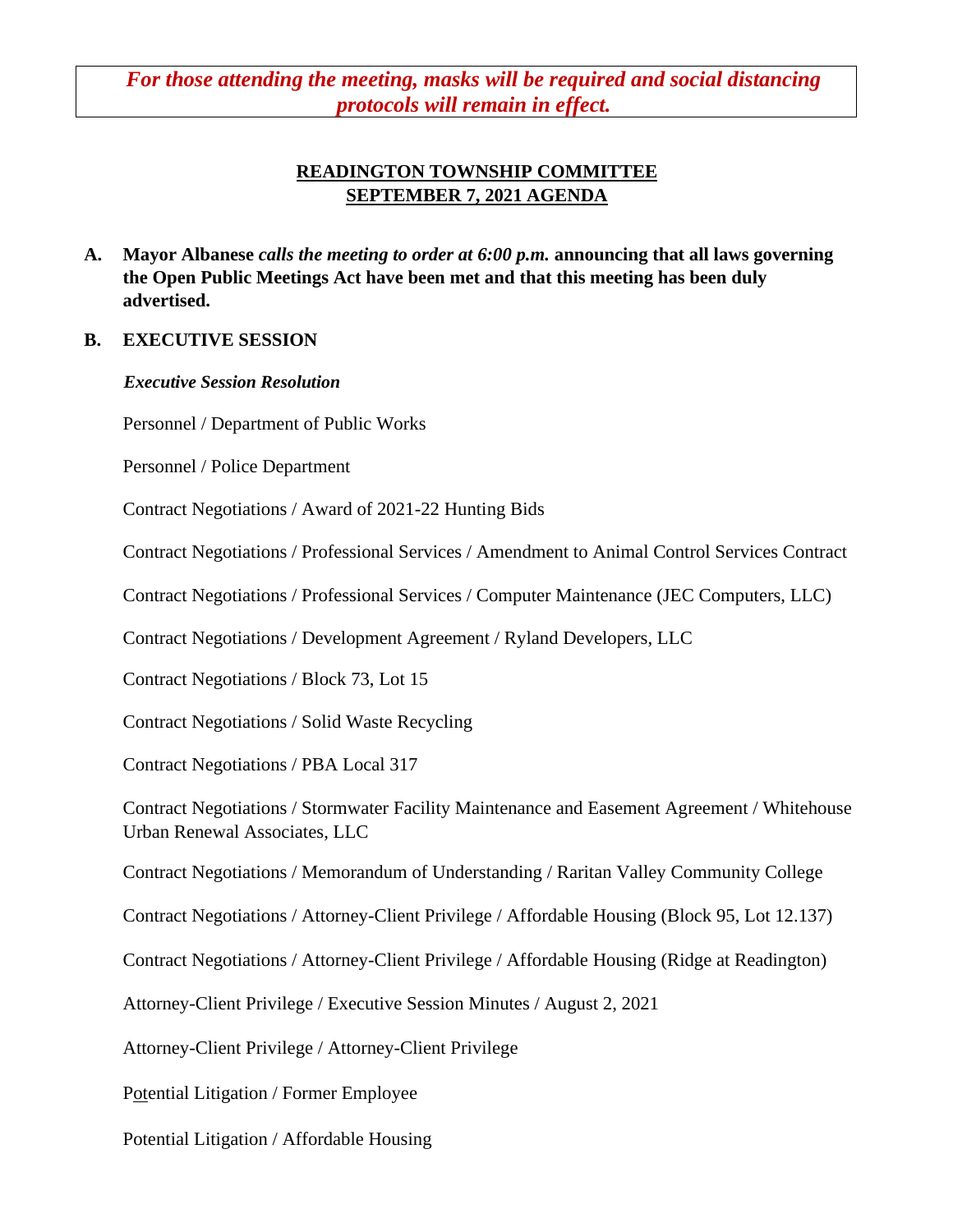*For those attending the meeting, masks will be required and social distancing protocols will remain in effect.*

# READINGTON TOWNSHIP COMMITTEE
## SEPTEMBER 7, 2021 AGENDA

**A. Mayor Albanese** ***calls the meeting to order at 6:00 p.m.*** **announcing that all laws governing the Open Public Meetings Act have been met and that this meeting has been duly advertised.**

**B. EXECUTIVE SESSION**

***Executive Session Resolution***

Personnel / Department of Public Works

Personnel / Police Department

Contract Negotiations / Award of 2021-22 Hunting Bids

Contract Negotiations / Professional Services / Amendment to Animal Control Services Contract

Contract Negotiations / Professional Services / Computer Maintenance (JEC Computers, LLC)

Contract Negotiations / Development Agreement / Ryland Developers, LLC

Contract Negotiations / Block 73, Lot 15

Contract Negotiations / Solid Waste Recycling

Contract Negotiations / PBA Local 317

Contract Negotiations / Stormwater Facility Maintenance and Easement Agreement / Whitehouse Urban Renewal Associates, LLC

Contract Negotiations / Memorandum of Understanding / Raritan Valley Community College

Contract Negotiations / Attorney-Client Privilege / Affordable Housing (Block 95, Lot 12.137)

Contract Negotiations / Attorney-Client Privilege / Affordable Housing (Ridge at Readington)

Attorney-Client Privilege / Executive Session Minutes / August 2, 2021

Attorney-Client Privilege / Attorney-Client Privilege

Potential Litigation / Former Employee

Potential Litigation / Affordable Housing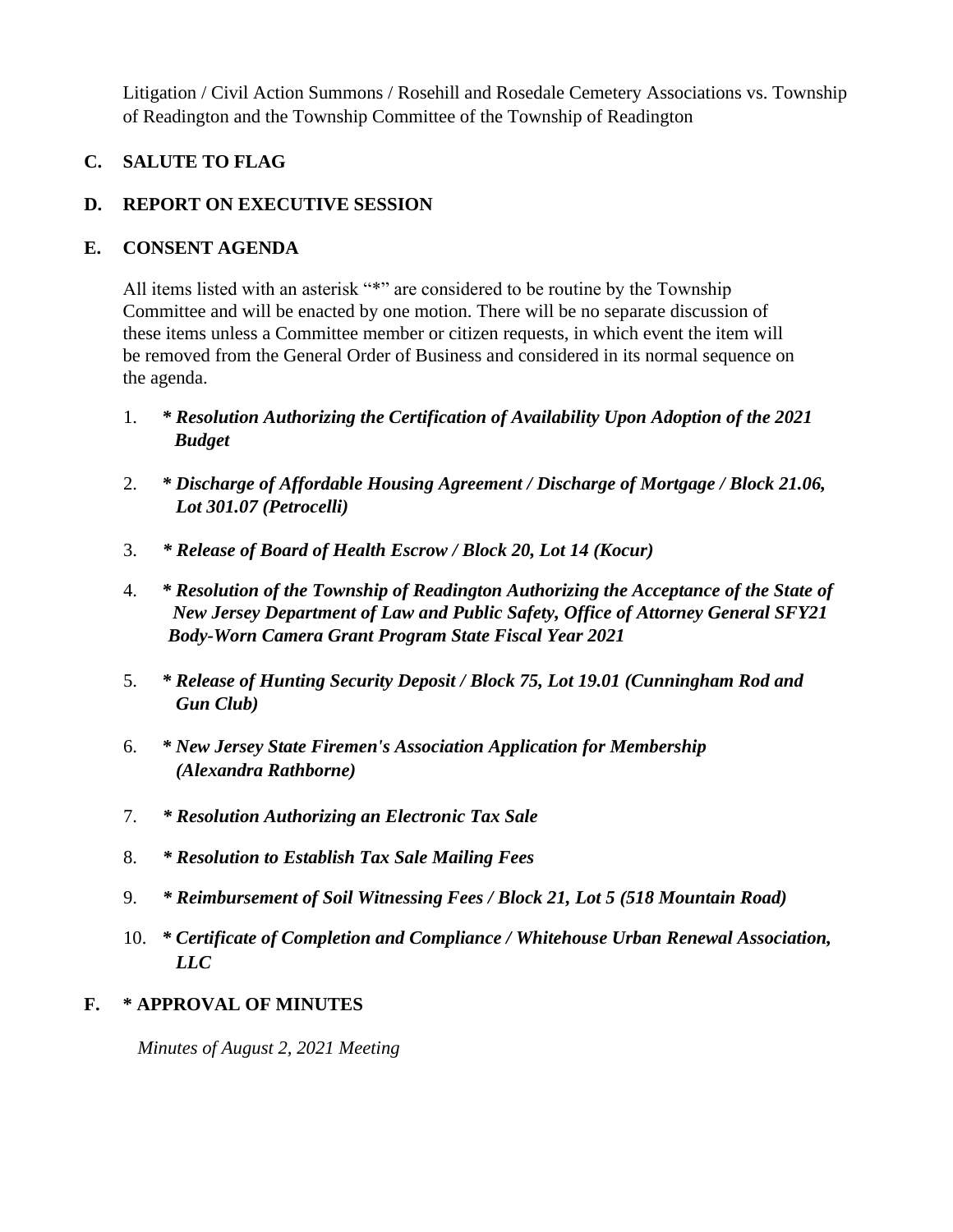Litigation / Civil Action Summons / Rosehill and Rosedale Cemetery Associations vs. Township of Readington and the Township Committee of the Township of Readington

**C. SALUTE TO FLAG**

**D. REPORT ON EXECUTIVE SESSION**

**E. CONSENT AGENDA**

All items listed with an asterisk "*" are considered to be routine by the Township Committee and will be enacted by one motion. There will be no separate discussion of these items unless a Committee member or citizen requests, in which event the item will be removed from the General Order of Business and considered in its normal sequence on the agenda.

1. ***\* Resolution Authorizing the Certification of Availability Upon Adoption of the 2021 Budget***

2. ***\* Discharge of Affordable Housing Agreement / Discharge of Mortgage / Block 21.06, Lot 301.07 (Petrocelli)***

3. ***\* Release of Board of Health Escrow / Block 20, Lot 14 (Kocur)***

4. ***\* Resolution of the Township of Readington Authorizing the Acceptance of the State of New Jersey Department of Law and Public Safety, Office of Attorney General SFY21 Body-Worn Camera Grant Program State Fiscal Year 2021***

5. ***\* Release of Hunting Security Deposit / Block 75, Lot 19.01 (Cunningham Rod and Gun Club)***

6. ***\* New Jersey State Firemen's Association Application for Membership (Alexandra Rathborne)***

7. ***\* Resolution Authorizing an Electronic Tax Sale***

8. ***\* Resolution to Establish Tax Sale Mailing Fees***

9. ***\* Reimbursement of Soil Witnessing Fees / Block 21, Lot 5 (518 Mountain Road)***

10. ***\* Certificate of Completion and Compliance / Whitehouse Urban Renewal Association, LLC***

**F. * APPROVAL OF MINUTES**

*Minutes of August 2, 2021 Meeting*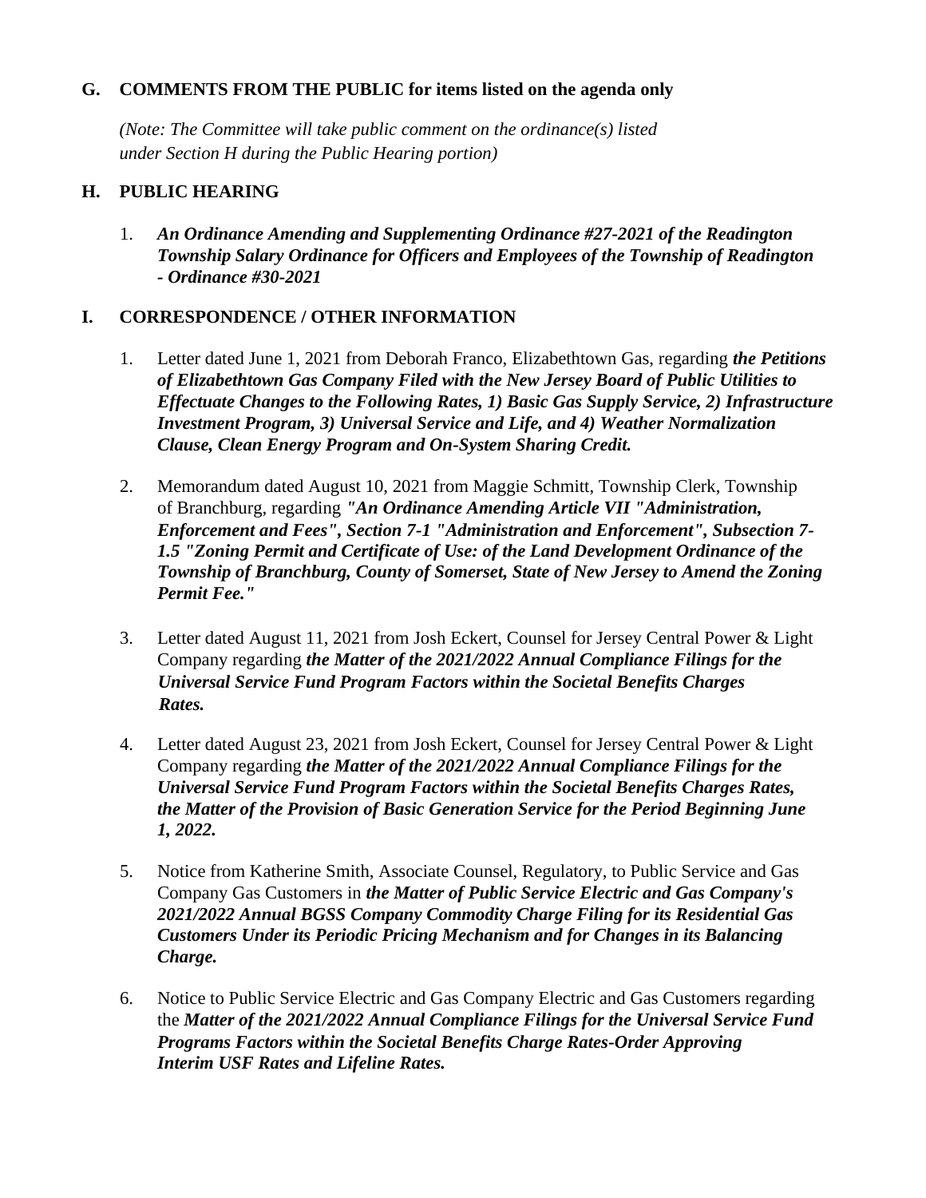## G. COMMENTS FROM THE PUBLIC for items listed on the agenda only

*(Note: The Committee will take public comment on the ordinance(s) listed under Section H during the Public Hearing portion)*

## H. PUBLIC HEARING

1. ***An Ordinance Amending and Supplementing Ordinance #27-2021 of the Readington Township Salary Ordinance for Officers and Employees of the Township of Readington - Ordinance #30-2021***

## I. CORRESPONDENCE / OTHER INFORMATION

1. Letter dated June 1, 2021 from Deborah Franco, Elizabethtown Gas, regarding ***the Petitions of Elizabethtown Gas Company Filed with the New Jersey Board of Public Utilities to Effectuate Changes to the Following Rates, 1) Basic Gas Supply Service, 2) Infrastructure Investment Program, 3) Universal Service and Life, and 4) Weather Normalization Clause, Clean Energy Program and On-System Sharing Credit.***

2. Memorandum dated August 10, 2021 from Maggie Schmitt, Township Clerk, Township of Branchburg, regarding ***"An Ordinance Amending Article VII "Administration, Enforcement and Fees", Section 7-1 "Administration and Enforcement", Subsection 7-1.5 "Zoning Permit and Certificate of Use: of the Land Development Ordinance of the Township of Branchburg, County of Somerset, State of New Jersey to Amend the Zoning Permit Fee."***

3. Letter dated August 11, 2021 from Josh Eckert, Counsel for Jersey Central Power & Light Company regarding ***the Matter of the 2021/2022 Annual Compliance Filings for the Universal Service Fund Program Factors within the Societal Benefits Charges Rates.***

4. Letter dated August 23, 2021 from Josh Eckert, Counsel for Jersey Central Power & Light Company regarding ***the Matter of the 2021/2022 Annual Compliance Filings for the Universal Service Fund Program Factors within the Societal Benefits Charges Rates, the Matter of the Provision of Basic Generation Service for the Period Beginning June 1, 2022.***

5. Notice from Katherine Smith, Associate Counsel, Regulatory, to Public Service and Gas Company Gas Customers in ***the Matter of Public Service Electric and Gas Company's 2021/2022 Annual BGSS Company Commodity Charge Filing for its Residential Gas Customers Under its Periodic Pricing Mechanism and for Changes in its Balancing Charge.***

6. Notice to Public Service Electric and Gas Company Electric and Gas Customers regarding the ***Matter of the 2021/2022 Annual Compliance Filings for the Universal Service Fund Programs Factors within the Societal Benefits Charge Rates-Order Approving Interim USF Rates and Lifeline Rates.***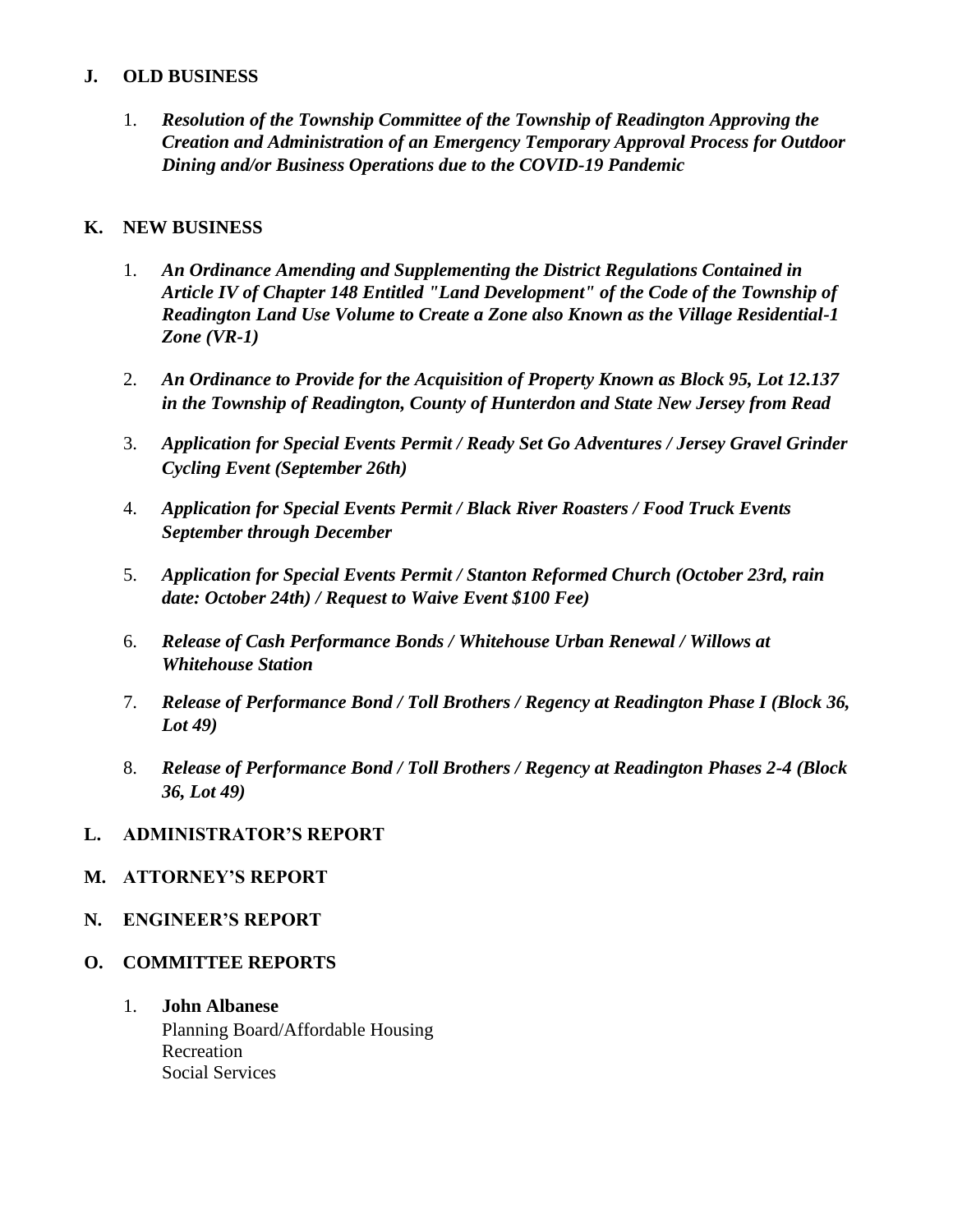## J. OLD BUSINESS

1. ***Resolution of the Township Committee of the Township of Readington Approving the Creation and Administration of an Emergency Temporary Approval Process for Outdoor Dining and/or Business Operations due to the COVID-19 Pandemic***

## K. NEW BUSINESS

1. ***An Ordinance Amending and Supplementing the District Regulations Contained in Article IV of Chapter 148 Entitled "Land Development" of the Code of the Township of Readington Land Use Volume to Create a Zone also Known as the Village Residential-1 Zone (VR-1)***

2. ***An Ordinance to Provide for the Acquisition of Property Known as Block 95, Lot 12.137 in the Township of Readington, County of Hunterdon and State New Jersey from Read***

3. ***Application for Special Events Permit / Ready Set Go Adventures / Jersey Gravel Grinder Cycling Event (September 26th)***

4. ***Application for Special Events Permit / Black River Roasters / Food Truck Events September through December***

5. ***Application for Special Events Permit / Stanton Reformed Church (October 23rd, rain date: October 24th) / Request to Waive Event $100 Fee)***

6. ***Release of Cash Performance Bonds / Whitehouse Urban Renewal / Willows at Whitehouse Station***

7. ***Release of Performance Bond / Toll Brothers / Regency at Readington Phase I (Block 36, Lot 49)***

8. ***Release of Performance Bond / Toll Brothers / Regency at Readington Phases 2-4 (Block 36, Lot 49)***

## L. ADMINISTRATOR'S REPORT

## M. ATTORNEY'S REPORT

## N. ENGINEER'S REPORT

## O. COMMITTEE REPORTS

1. **John Albanese**
   Planning Board/Affordable Housing
   Recreation
   Social Services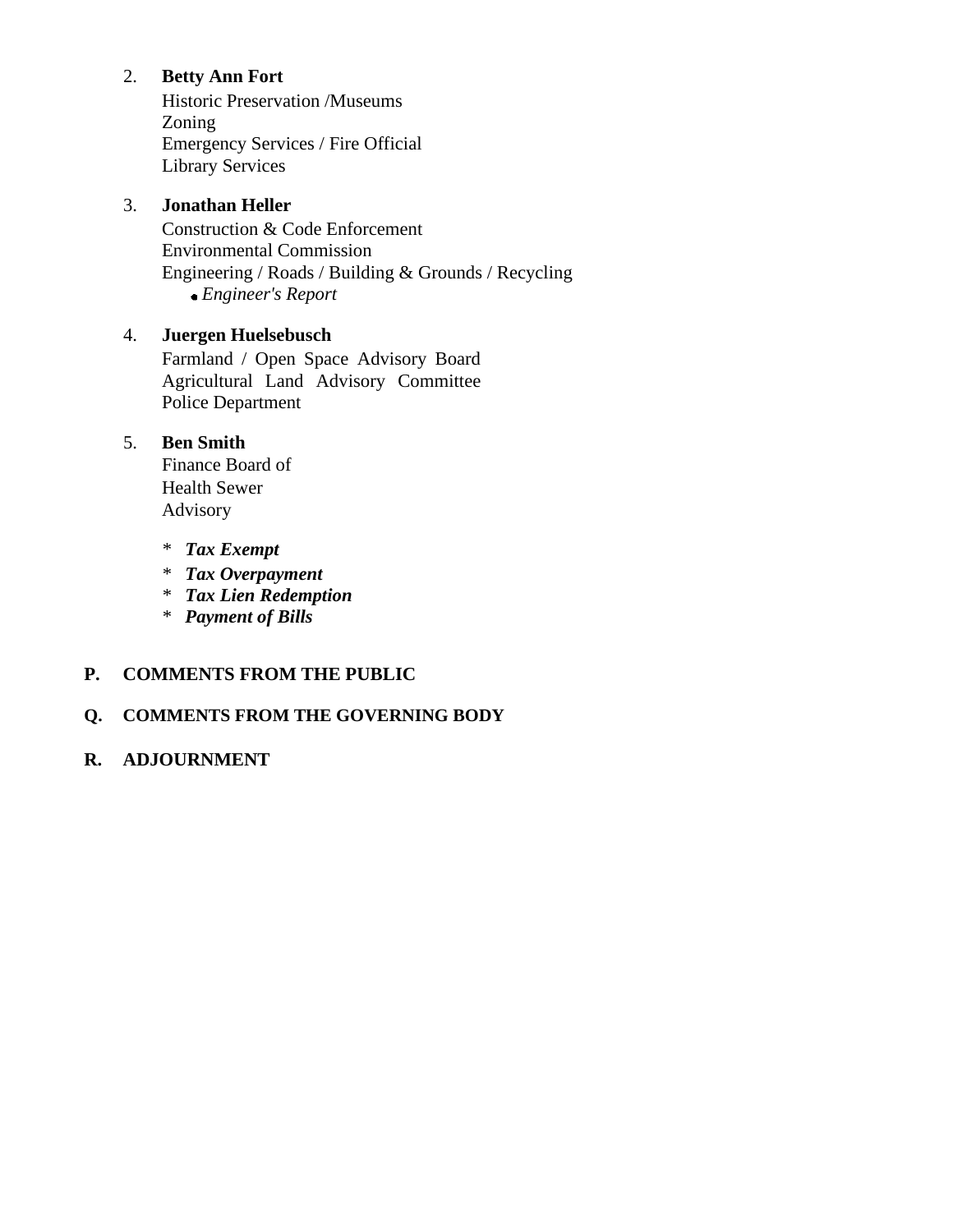2. **Betty Ann Fort**
   Historic Preservation /Museums
   Zoning
   Emergency Services / Fire Official
   Library Services

3. **Jonathan Heller**
   Construction & Code Enforcement
   Environmental Commission
   Engineering / Roads / Building & Grounds / Recycling
   - *Engineer's Report*

4. **Juergen Huelsebusch**
   Farmland / Open Space Advisory Board
   Agricultural Land Advisory Committee
   Police Department

5. **Ben Smith**
   Finance Board of
   Health Sewer
   Advisory

   * ***Tax Exempt***
   * ***Tax Overpayment***
   * ***Tax Lien Redemption***
   * ***Payment of Bills***

**P. COMMENTS FROM THE PUBLIC**

**Q. COMMENTS FROM THE GOVERNING BODY**

**R. ADJOURNMENT**